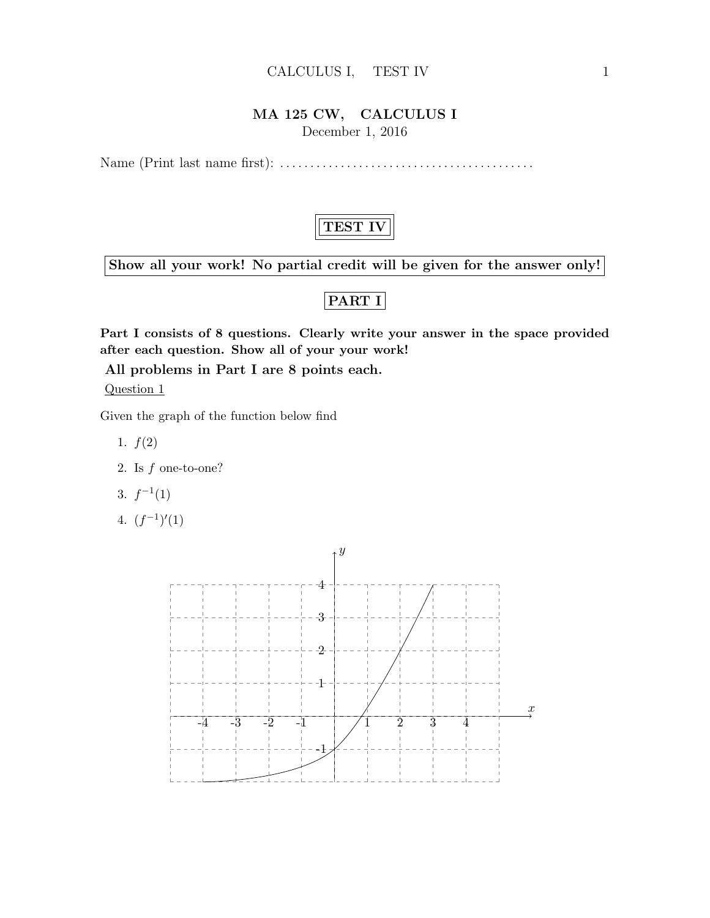# MA 125 CW, CALCULUS I

December 1, 2016

Name (Print last name first): .........................................

## TEST IV

**Show all your work! No partial credit will be given for the answer only!**

## PART I

**Part I consists of 8 questions. Clearly write your answer in the space provided after each question. Show all of your your work!**

**All problems in Part I are 8 points each.**

Question 1

Given the graph of the function below find

1. $f(2)$
2. Is $f$ one-to-one?
3. $f^{-1}(1)$
4. $(f^{-1})'(1)$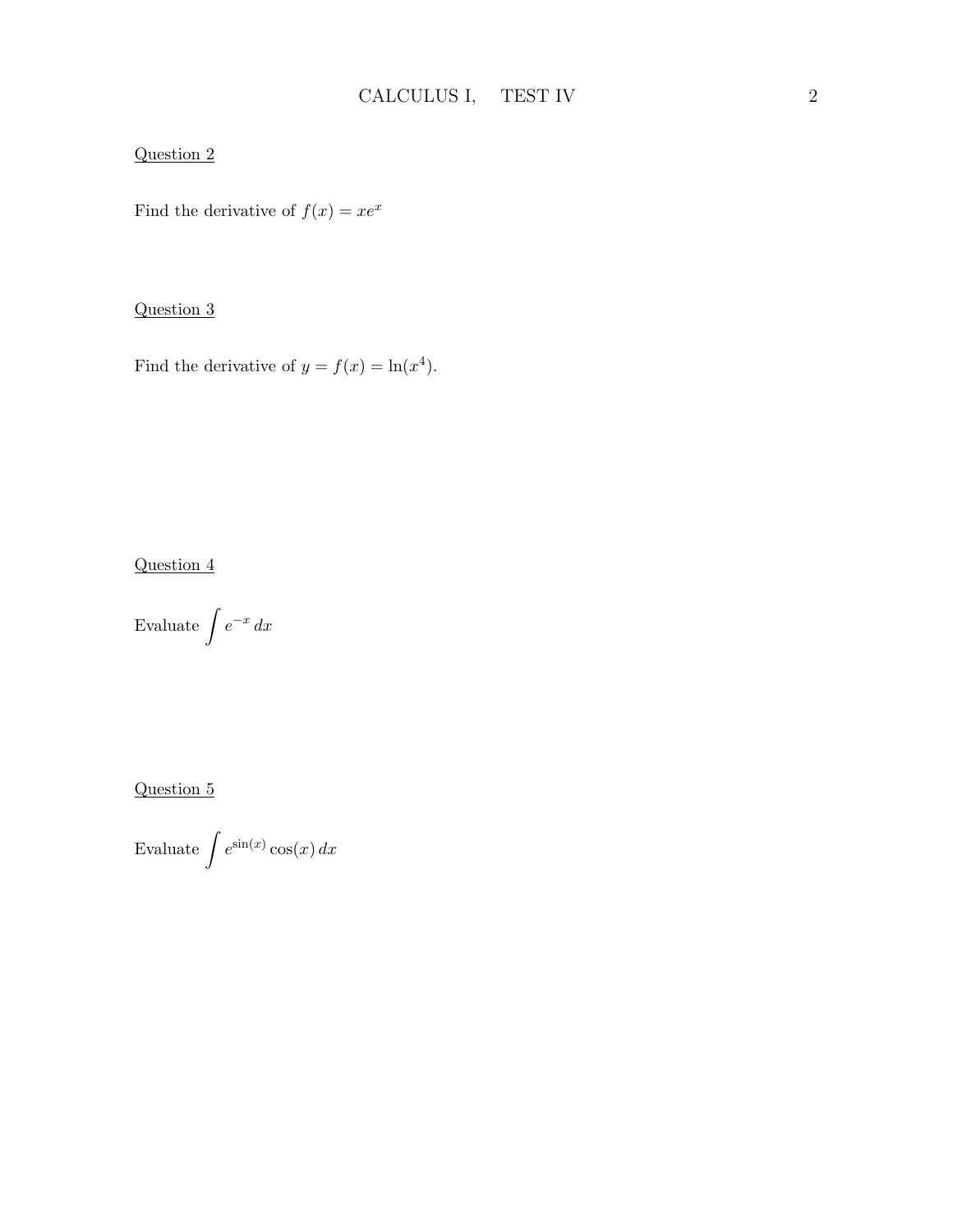Question 2

Find the derivative of $f(x) = xe^x$

Question 3

Find the derivative of $y = f(x) = \ln(x^4)$.

Question 4

Evaluate $\int e^{-x} \, dx$

Question 5

Evaluate $\int e^{\sin(x)} \cos(x) \, dx$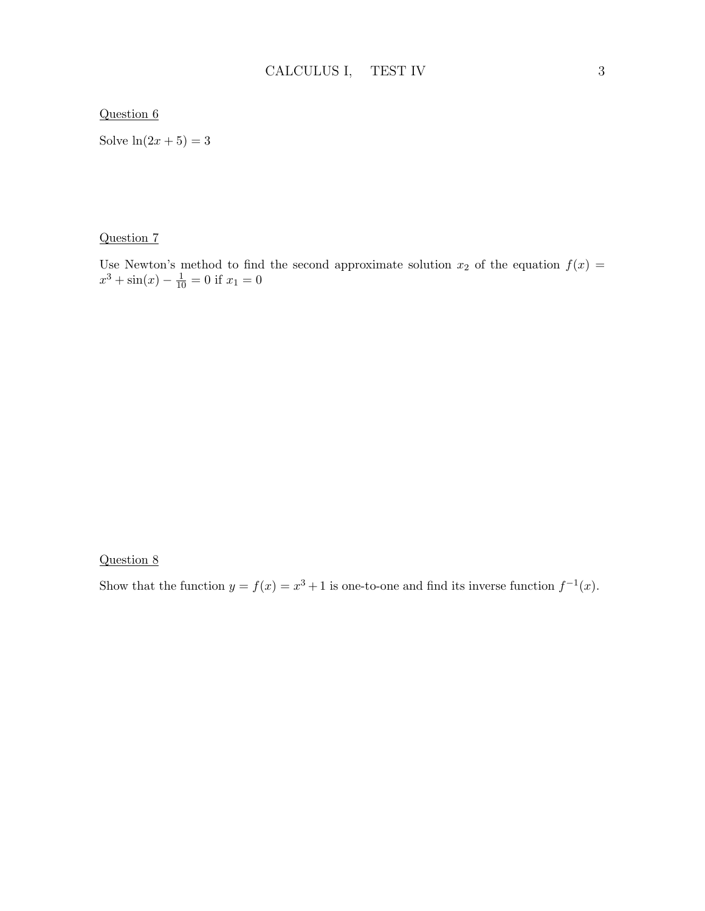Question 6

Solve $\ln(2x + 5) = 3$

Question 7

Use Newton's method to find the second approximate solution $x_2$ of the equation $f(x) = x^3 + \sin(x) - \frac{1}{10} = 0$ if $x_1 = 0$

Question 8

Show that the function $y = f(x) = x^3 + 1$ is one-to-one and find its inverse function $f^{-1}(x)$.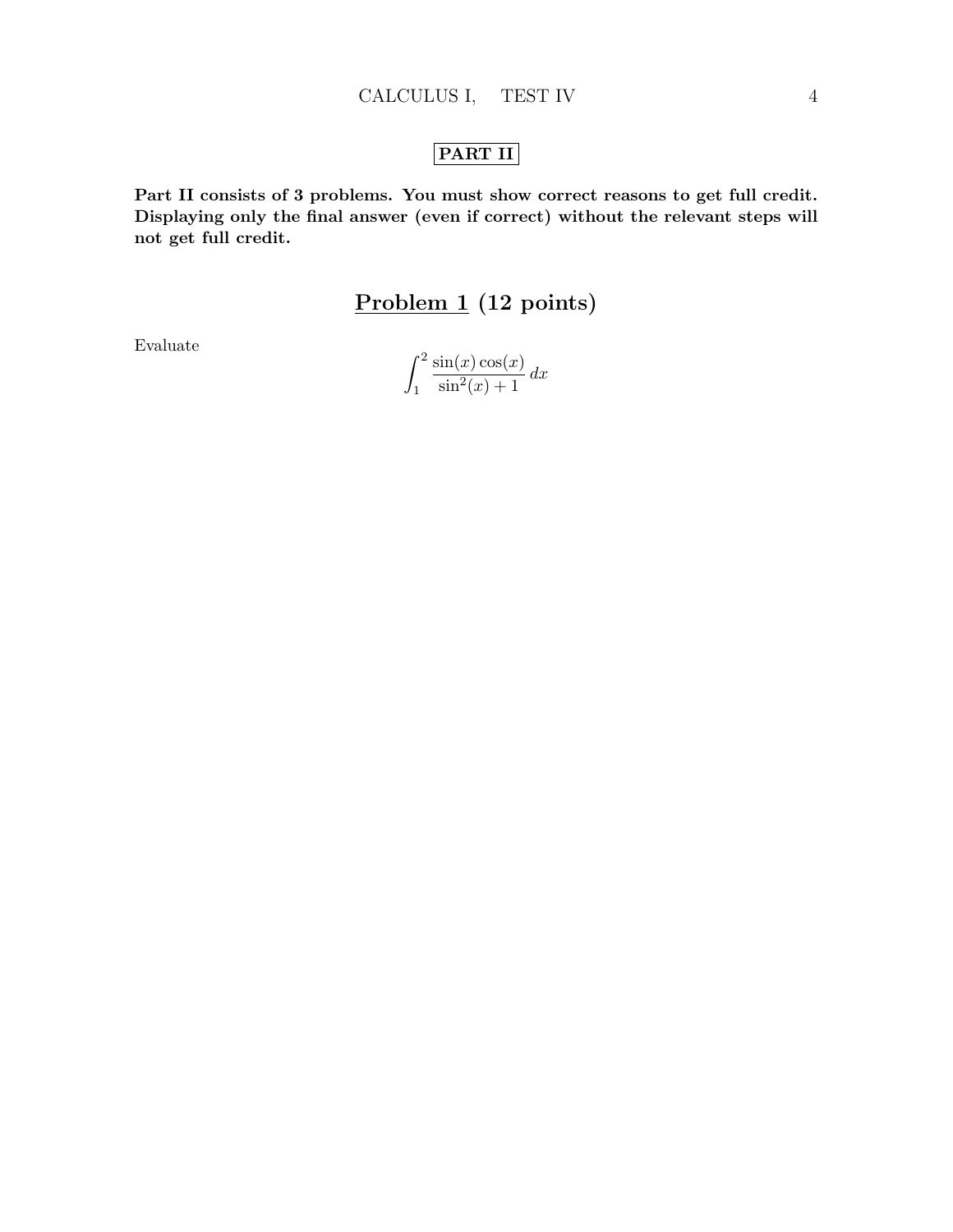## PART II

**Part II consists of 3 problems. You must show correct reasons to get full credit. Displaying only the final answer (even if correct) without the relevant steps will not get full credit.**

## Problem 1 (12 points)

Evaluate

$$\int_1^2 \frac{\sin(x)\cos(x)}{\sin^2(x)+1}\,dx$$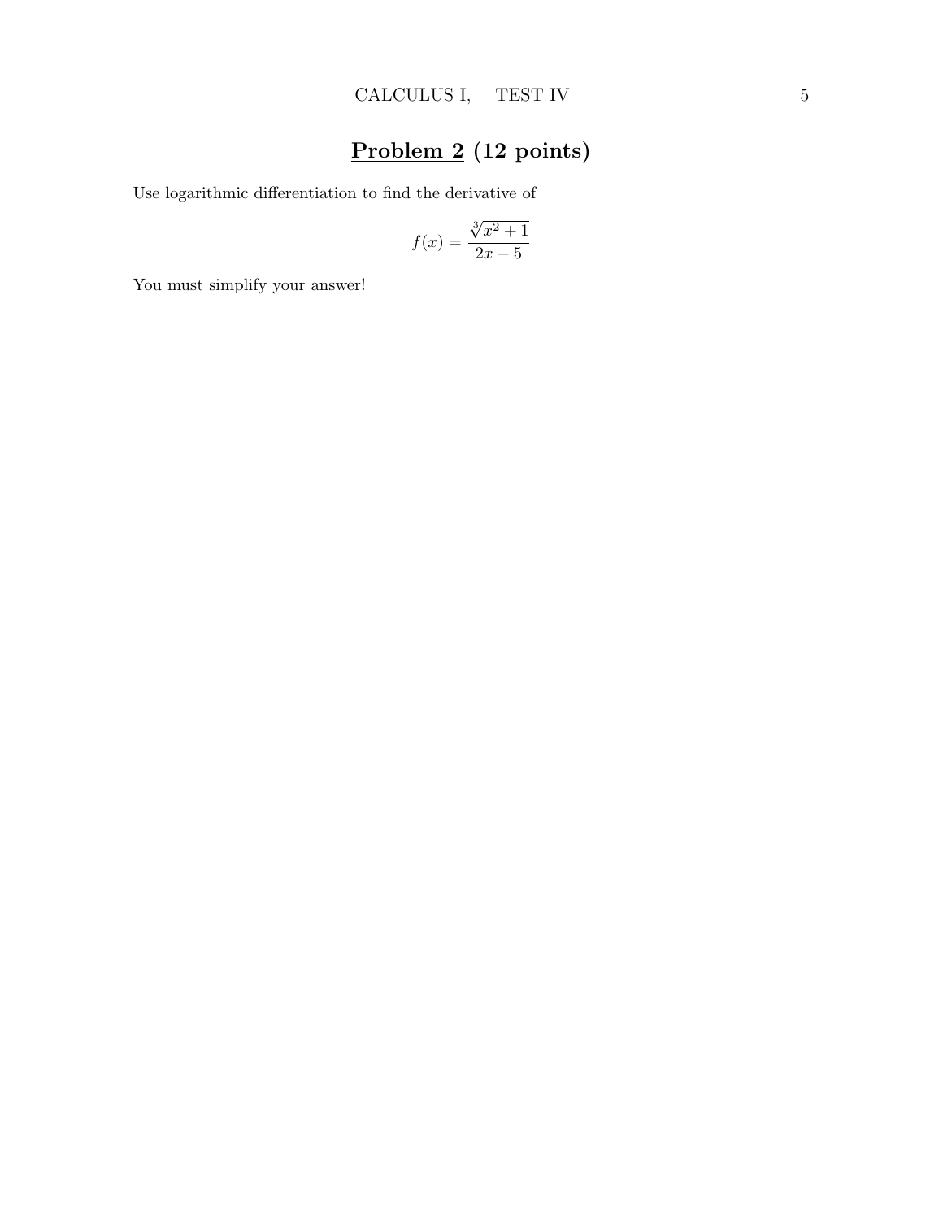## **Problem 2** (12 points)

Use logarithmic differentiation to find the derivative of

$$f(x) = \frac{\sqrt[3]{x^2+1}}{2x-5}$$

You must simplify your answer!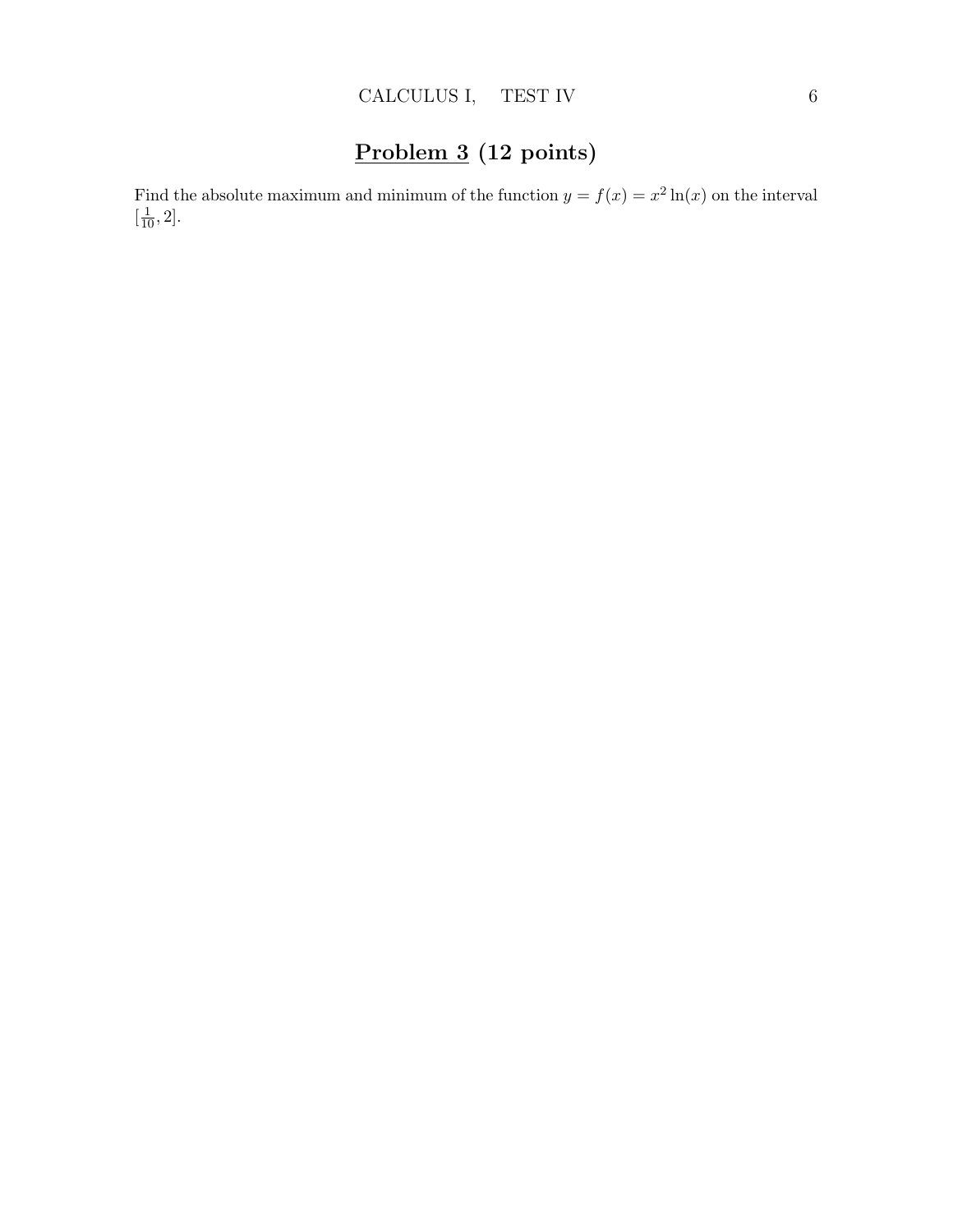## **Problem 3 (12 points)**

Find the absolute maximum and minimum of the function $y = f(x) = x^2 \ln(x)$ on the interval $[\frac{1}{10}, 2]$.